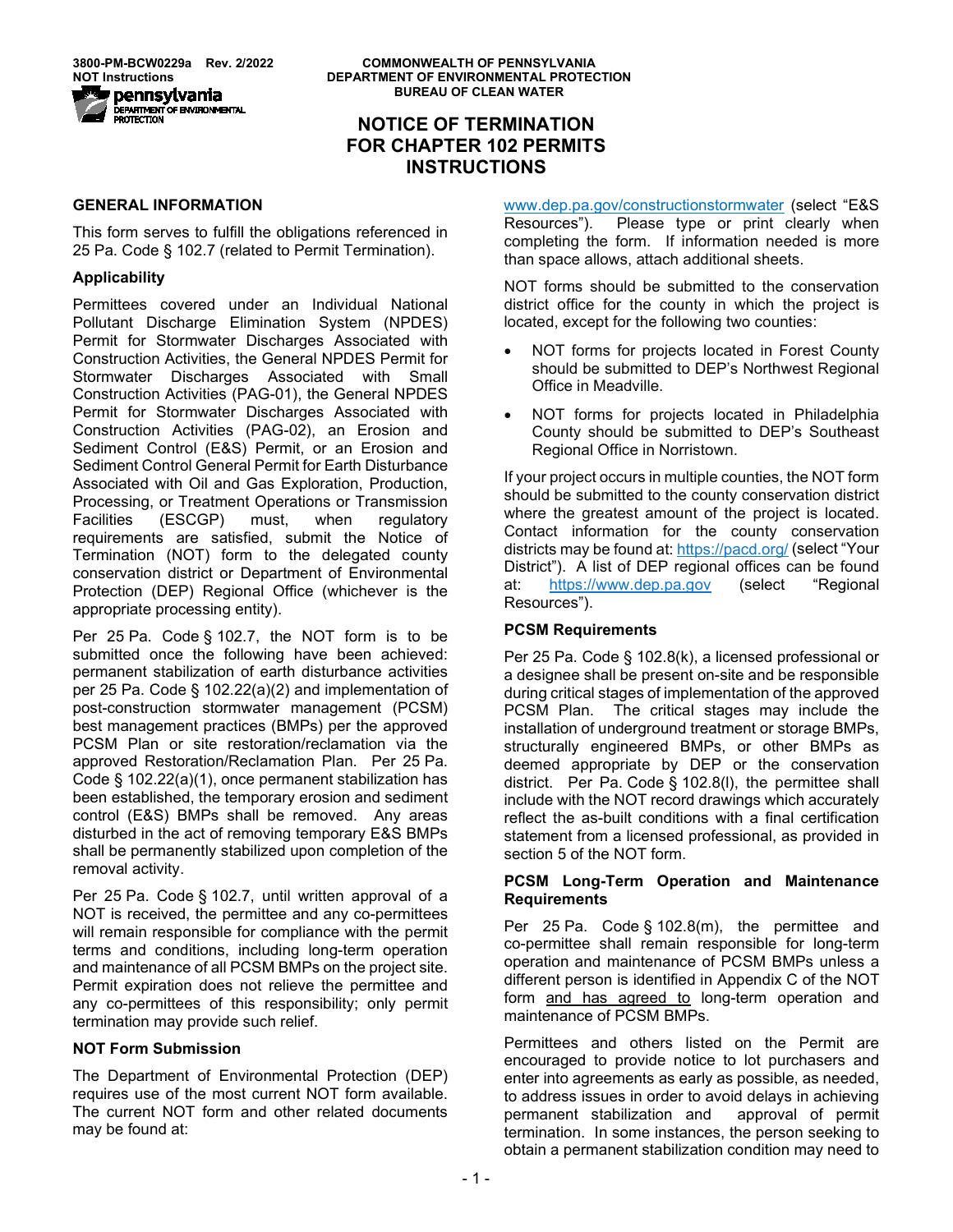3800-PM-BCW0229a Rev. 2/2022
NOT Instructions

COMMONWEALTH OF PENNSYLVANIA
DEPARTMENT OF ENVIRONMENTAL PROTECTION
BUREAU OF CLEAN WATER

# NOTICE OF TERMINATION FOR CHAPTER 102 PERMITS INSTRUCTIONS

## GENERAL INFORMATION

This form serves to fulfill the obligations referenced in 25 Pa. Code § 102.7 (related to Permit Termination).

### Applicability

Permittees covered under an Individual National Pollutant Discharge Elimination System (NPDES) Permit for Stormwater Discharges Associated with Construction Activities, the General NPDES Permit for Stormwater Discharges Associated with Small Construction Activities (PAG-01), the General NPDES Permit for Stormwater Discharges Associated with Construction Activities (PAG-02), an Erosion and Sediment Control (E&S) Permit, or an Erosion and Sediment Control General Permit for Earth Disturbance Associated with Oil and Gas Exploration, Production, Processing, or Treatment Operations or Transmission Facilities (ESCGP) must, when regulatory requirements are satisfied, submit the Notice of Termination (NOT) form to the delegated county conservation district or Department of Environmental Protection (DEP) Regional Office (whichever is the appropriate processing entity).

Per 25 Pa. Code § 102.7, the NOT form is to be submitted once the following have been achieved: permanent stabilization of earth disturbance activities per 25 Pa. Code § 102.22(a)(2) and implementation of post-construction stormwater management (PCSM) best management practices (BMPs) per the approved PCSM Plan or site restoration/reclamation via the approved Restoration/Reclamation Plan. Per 25 Pa. Code § 102.22(a)(1), once permanent stabilization has been established, the temporary erosion and sediment control (E&S) BMPs shall be removed. Any areas disturbed in the act of removing temporary E&S BMPs shall be permanently stabilized upon completion of the removal activity.

Per 25 Pa. Code § 102.7, until written approval of a NOT is received, the permittee and any co-permittees will remain responsible for compliance with the permit terms and conditions, including long-term operation and maintenance of all PCSM BMPs on the project site. Permit expiration does not relieve the permittee and any co-permittees of this responsibility; only permit termination may provide such relief.

### NOT Form Submission

The Department of Environmental Protection (DEP) requires use of the most current NOT form available. The current NOT form and other related documents may be found at: www.dep.pa.gov/constructionstormwater (select "E&S Resources"). Please type or print clearly when completing the form. If information needed is more than space allows, attach additional sheets.

NOT forms should be submitted to the conservation district office for the county in which the project is located, except for the following two counties:

- NOT forms for projects located in Forest County should be submitted to DEP's Northwest Regional Office in Meadville.
- NOT forms for projects located in Philadelphia County should be submitted to DEP's Southeast Regional Office in Norristown.

If your project occurs in multiple counties, the NOT form should be submitted to the county conservation district where the greatest amount of the project is located. Contact information for the county conservation districts may be found at: https://pacd.org/ (select "Your District"). A list of DEP regional offices can be found at: https://www.dep.pa.gov (select "Regional Resources").

### PCSM Requirements

Per 25 Pa. Code § 102.8(k), a licensed professional or a designee shall be present on-site and be responsible during critical stages of implementation of the approved PCSM Plan. The critical stages may include the installation of underground treatment or storage BMPs, structurally engineered BMPs, or other BMPs as deemed appropriate by DEP or the conservation district. Per Pa. Code § 102.8(l), the permittee shall include with the NOT record drawings which accurately reflect the as-built conditions with a final certification statement from a licensed professional, as provided in section 5 of the NOT form.

### PCSM Long-Term Operation and Maintenance Requirements

Per 25 Pa. Code § 102.8(m), the permittee and co-permittee shall remain responsible for long-term operation and maintenance of PCSM BMPs unless a different person is identified in Appendix C of the NOT form and has agreed to long-term operation and maintenance of PCSM BMPs.

Permittees and others listed on the Permit are encouraged to provide notice to lot purchasers and enter into agreements as early as possible, as needed, to address issues in order to avoid delays in achieving permanent stabilization and approval of permit termination. In some instances, the person seeking to obtain a permanent stabilization condition may need to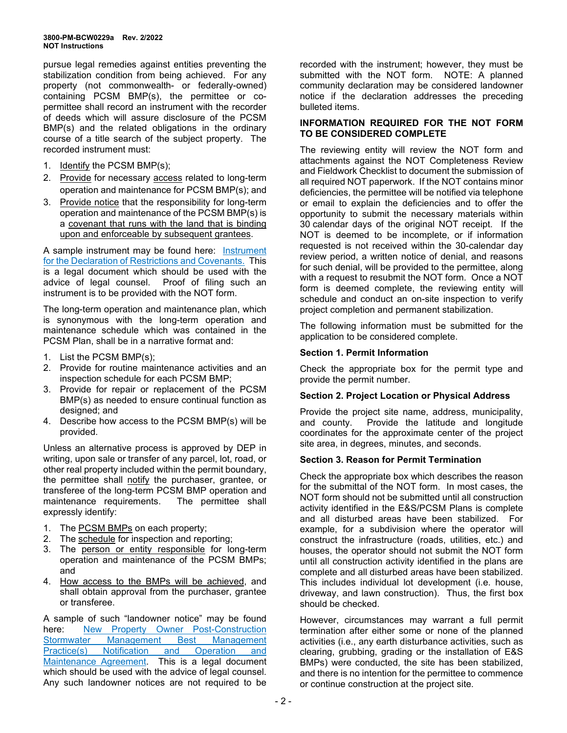pursue legal remedies against entities preventing the stabilization condition from being achieved. For any property (not commonwealth- or federally-owned) containing PCSM BMP(s), the permittee or co-permittee shall record an instrument with the recorder of deeds which will assure disclosure of the PCSM BMP(s) and the related obligations in the ordinary course of a title search of the subject property. The recorded instrument must:

1. Identify the PCSM BMP(s);
2. Provide for necessary access related to long-term operation and maintenance for PCSM BMP(s); and
3. Provide notice that the responsibility for long-term operation and maintenance of the PCSM BMP(s) is a covenant that runs with the land that is binding upon and enforceable by subsequent grantees.

A sample instrument may be found here: Instrument for the Declaration of Restrictions and Covenants. This is a legal document which should be used with the advice of legal counsel. Proof of filing such an instrument is to be provided with the NOT form.

The long-term operation and maintenance plan, which is synonymous with the long-term operation and maintenance schedule which was contained in the PCSM Plan, shall be in a narrative format and:

1. List the PCSM BMP(s);
2. Provide for routine maintenance activities and an inspection schedule for each PCSM BMP;
3. Provide for repair or replacement of the PCSM BMP(s) as needed to ensure continual function as designed; and
4. Describe how access to the PCSM BMP(s) will be provided.

Unless an alternative process is approved by DEP in writing, upon sale or transfer of any parcel, lot, road, or other real property included within the permit boundary, the permittee shall notify the purchaser, grantee, or transferee of the long-term PCSM BMP operation and maintenance requirements. The permittee shall expressly identify:

1. The PCSM BMPs on each property;
2. The schedule for inspection and reporting;
3. The person or entity responsible for long-term operation and maintenance of the PCSM BMPs; and
4. How access to the BMPs will be achieved, and shall obtain approval from the purchaser, grantee or transferee.

A sample of such "landowner notice" may be found here: New Property Owner Post-Construction Stormwater Management Best Management Practice(s) Notification and Operation and Maintenance Agreement. This is a legal document which should be used with the advice of legal counsel. Any such landowner notices are not required to be recorded with the instrument; however, they must be submitted with the NOT form. NOTE: A planned community declaration may be considered landowner notice if the declaration addresses the preceding bulleted items.

## INFORMATION REQUIRED FOR THE NOT FORM TO BE CONSIDERED COMPLETE

The reviewing entity will review the NOT form and attachments against the NOT Completeness Review and Fieldwork Checklist to document the submission of all required NOT paperwork. If the NOT contains minor deficiencies, the permittee will be notified via telephone or email to explain the deficiencies and to offer the opportunity to submit the necessary materials within 30 calendar days of the original NOT receipt. If the NOT is deemed to be incomplete, or if information requested is not received within the 30-calendar day review period, a written notice of denial, and reasons for such denial, will be provided to the permittee, along with a request to resubmit the NOT form. Once a NOT form is deemed complete, the reviewing entity will schedule and conduct an on-site inspection to verify project completion and permanent stabilization.

The following information must be submitted for the application to be considered complete.

### Section 1. Permit Information

Check the appropriate box for the permit type and provide the permit number.

### Section 2. Project Location or Physical Address

Provide the project site name, address, municipality, and county. Provide the latitude and longitude coordinates for the approximate center of the project site area, in degrees, minutes, and seconds.

### Section 3. Reason for Permit Termination

Check the appropriate box which describes the reason for the submittal of the NOT form. In most cases, the NOT form should not be submitted until all construction activity identified in the E&S/PCSM Plans is complete and all disturbed areas have been stabilized. For example, for a subdivision where the operator will construct the infrastructure (roads, utilities, etc.) and houses, the operator should not submit the NOT form until all construction activity identified in the plans are complete and all disturbed areas have been stabilized. This includes individual lot development (i.e. house, driveway, and lawn construction). Thus, the first box should be checked.

However, circumstances may warrant a full permit termination after either some or none of the planned activities (i.e., any earth disturbance activities, such as clearing, grubbing, grading or the installation of E&S BMPs) were conducted, the site has been stabilized, and there is no intention for the permittee to commence or continue construction at the project site.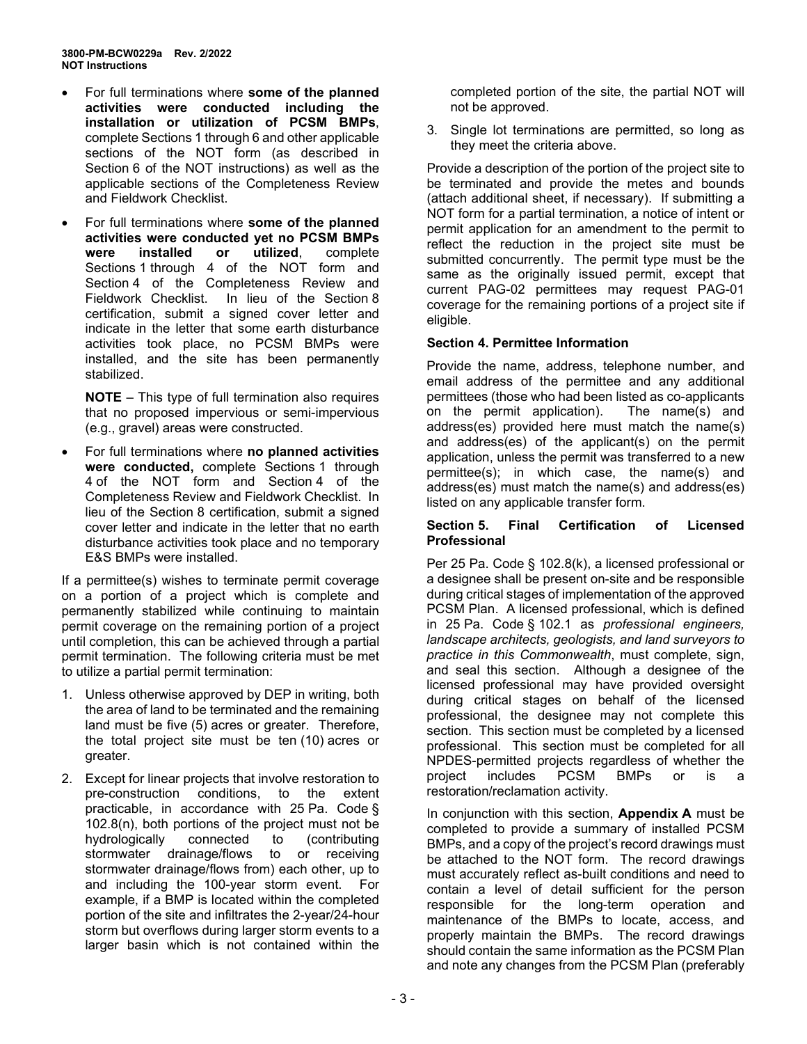- For full terminations where **some of the planned activities were conducted including the installation or utilization of PCSM BMPs**, complete Sections 1 through 6 and other applicable sections of the NOT form (as described in Section 6 of the NOT instructions) as well as the applicable sections of the Completeness Review and Fieldwork Checklist.
- For full terminations where **some of the planned activities were conducted yet no PCSM BMPs were installed or utilized**, complete Sections 1 through 4 of the NOT form and Section 4 of the Completeness Review and Fieldwork Checklist. In lieu of the Section 8 certification, submit a signed cover letter and indicate in the letter that some earth disturbance activities took place, no PCSM BMPs were installed, and the site has been permanently stabilized.

  **NOTE** – This type of full termination also requires that no proposed impervious or semi-impervious (e.g., gravel) areas were constructed.
- For full terminations where **no planned activities were conducted,** complete Sections 1 through 4 of the NOT form and Section 4 of the Completeness Review and Fieldwork Checklist. In lieu of the Section 8 certification, submit a signed cover letter and indicate in the letter that no earth disturbance activities took place and no temporary E&S BMPs were installed.

If a permittee(s) wishes to terminate permit coverage on a portion of a project which is complete and permanently stabilized while continuing to maintain permit coverage on the remaining portion of a project until completion, this can be achieved through a partial permit termination. The following criteria must be met to utilize a partial permit termination:

1. Unless otherwise approved by DEP in writing, both the area of land to be terminated and the remaining land must be five (5) acres or greater. Therefore, the total project site must be ten (10) acres or greater.
2. Except for linear projects that involve restoration to pre-construction conditions, to the extent practicable, in accordance with 25 Pa. Code § 102.8(n), both portions of the project must not be hydrologically connected to (contributing stormwater drainage/flows to or receiving stormwater drainage/flows from) each other, up to and including the 100-year storm event. For example, if a BMP is located within the completed portion of the site and infiltrates the 2-year/24-hour storm but overflows during larger storm events to a larger basin which is not contained within the completed portion of the site, the partial NOT will not be approved.
3. Single lot terminations are permitted, so long as they meet the criteria above.

Provide a description of the portion of the project site to be terminated and provide the metes and bounds (attach additional sheet, if necessary). If submitting a NOT form for a partial termination, a notice of intent or permit application for an amendment to the permit to reflect the reduction in the project site must be submitted concurrently. The permit type must be the same as the originally issued permit, except that current PAG-02 permittees may request PAG-01 coverage for the remaining portions of a project site if eligible.

### Section 4. Permittee Information

Provide the name, address, telephone number, and email address of the permittee and any additional permittees (those who had been listed as co-applicants on the permit application). The name(s) and address(es) provided here must match the name(s) and address(es) of the applicant(s) on the permit application, unless the permit was transferred to a new permittee(s); in which case, the name(s) and address(es) must match the name(s) and address(es) listed on any applicable transfer form.

### Section 5. Final Certification of Licensed Professional

Per 25 Pa. Code § 102.8(k), a licensed professional or a designee shall be present on-site and be responsible during critical stages of implementation of the approved PCSM Plan. A licensed professional, which is defined in 25 Pa. Code § 102.1 as *professional engineers, landscape architects, geologists, and land surveyors to practice in this Commonwealth*, must complete, sign, and seal this section. Although a designee of the licensed professional may have provided oversight during critical stages on behalf of the licensed professional, the designee may not complete this section. This section must be completed by a licensed professional. This section must be completed for all NPDES-permitted projects regardless of whether the project includes PCSM BMPs or is a restoration/reclamation activity.

In conjunction with this section, **Appendix A** must be completed to provide a summary of installed PCSM BMPs, and a copy of the project's record drawings must be attached to the NOT form. The record drawings must accurately reflect as-built conditions and need to contain a level of detail sufficient for the person responsible for the long-term operation and maintenance of the BMPs to locate, access, and properly maintain the BMPs. The record drawings should contain the same information as the PCSM Plan and note any changes from the PCSM Plan (preferably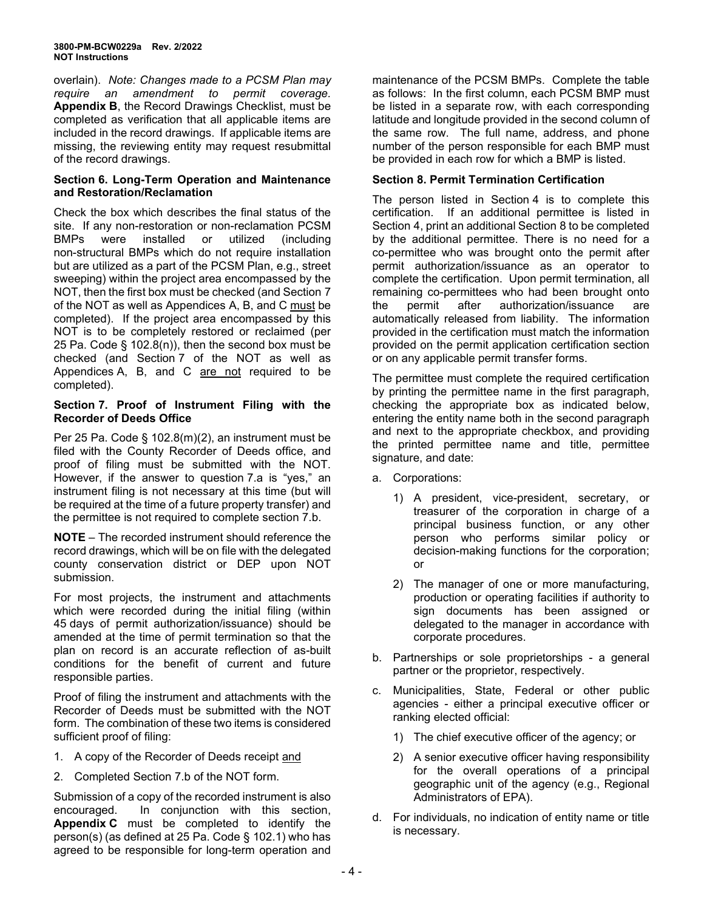overlain). *Note: Changes made to a PCSM Plan may require an amendment to permit coverage.* **Appendix B**, the Record Drawings Checklist, must be completed as verification that all applicable items are included in the record drawings. If applicable items are missing, the reviewing entity may request resubmittal of the record drawings.

**Section 6. Long-Term Operation and Maintenance and Restoration/Reclamation**

Check the box which describes the final status of the site. If any non-restoration or non-reclamation PCSM BMPs were installed or utilized (including non-structural BMPs which do not require installation but are utilized as a part of the PCSM Plan, e.g., street sweeping) within the project area encompassed by the NOT, then the first box must be checked (and Section 7 of the NOT as well as Appendices A, B, and C must be completed). If the project area encompassed by this NOT is to be completely restored or reclaimed (per 25 Pa. Code § 102.8(n)), then the second box must be checked (and Section 7 of the NOT as well as Appendices A, B, and C are not required to be completed).

**Section 7. Proof of Instrument Filing with the Recorder of Deeds Office**

Per 25 Pa. Code § 102.8(m)(2), an instrument must be filed with the County Recorder of Deeds office, and proof of filing must be submitted with the NOT. However, if the answer to question 7.a is "yes," an instrument filing is not necessary at this time (but will be required at the time of a future property transfer) and the permittee is not required to complete section 7.b.

**NOTE** – The recorded instrument should reference the record drawings, which will be on file with the delegated county conservation district or DEP upon NOT submission.

For most projects, the instrument and attachments which were recorded during the initial filing (within 45 days of permit authorization/issuance) should be amended at the time of permit termination so that the plan on record is an accurate reflection of as-built conditions for the benefit of current and future responsible parties.

Proof of filing the instrument and attachments with the Recorder of Deeds must be submitted with the NOT form. The combination of these two items is considered sufficient proof of filing:

1. A copy of the Recorder of Deeds receipt and
2. Completed Section 7.b of the NOT form.

Submission of a copy of the recorded instrument is also encouraged. In conjunction with this section, **Appendix C** must be completed to identify the person(s) (as defined at 25 Pa. Code § 102.1) who has agreed to be responsible for long-term operation and maintenance of the PCSM BMPs. Complete the table as follows: In the first column, each PCSM BMP must be listed in a separate row, with each corresponding latitude and longitude provided in the second column of the same row. The full name, address, and phone number of the person responsible for each BMP must be provided in each row for which a BMP is listed.

**Section 8. Permit Termination Certification**

The person listed in Section 4 is to complete this certification. If an additional permittee is listed in Section 4, print an additional Section 8 to be completed by the additional permittee. There is no need for a co-permittee who was brought onto the permit after permit authorization/issuance as an operator to complete the certification. Upon permit termination, all remaining co-permittees who had been brought onto the permit after authorization/issuance are automatically released from liability. The information provided in the certification must match the information provided on the permit application certification section or on any applicable permit transfer forms.

The permittee must complete the required certification by printing the permittee name in the first paragraph, checking the appropriate box as indicated below, entering the entity name both in the second paragraph and next to the appropriate checkbox, and providing the printed permittee name and title, permittee signature, and date:

a. Corporations:
   1) A president, vice-president, secretary, or treasurer of the corporation in charge of a principal business function, or any other person who performs similar policy or decision-making functions for the corporation; or
   2) The manager of one or more manufacturing, production or operating facilities if authority to sign documents has been assigned or delegated to the manager in accordance with corporate procedures.
b. Partnerships or sole proprietorships - a general partner or the proprietor, respectively.
c. Municipalities, State, Federal or other public agencies - either a principal executive officer or ranking elected official:
   1) The chief executive officer of the agency; or
   2) A senior executive officer having responsibility for the overall operations of a principal geographic unit of the agency (e.g., Regional Administrators of EPA).
d. For individuals, no indication of entity name or title is necessary.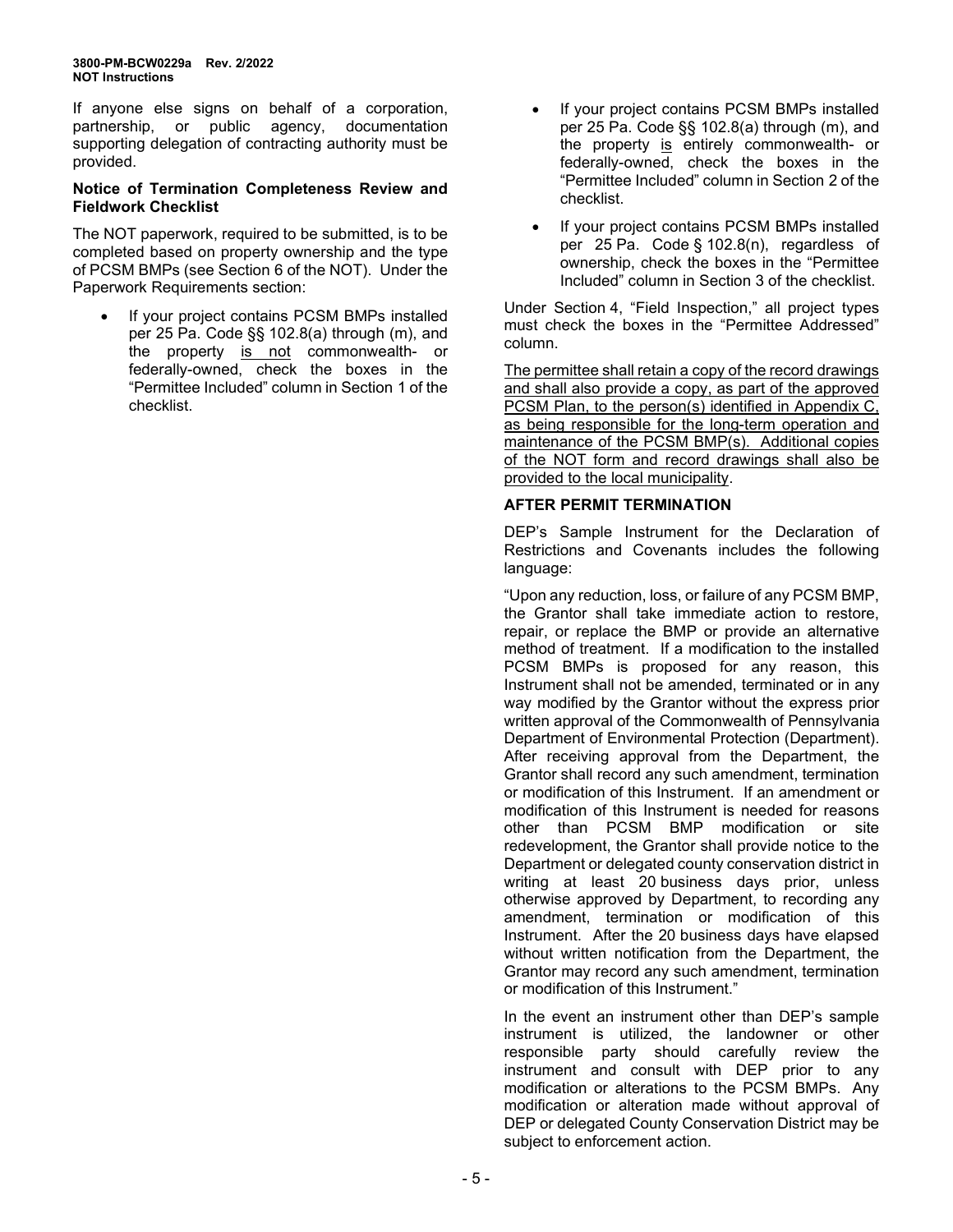If anyone else signs on behalf of a corporation, partnership, or public agency, documentation supporting delegation of contracting authority must be provided.

**Notice of Termination Completeness Review and Fieldwork Checklist**

The NOT paperwork, required to be submitted, is to be completed based on property ownership and the type of PCSM BMPs (see Section 6 of the NOT). Under the Paperwork Requirements section:

- If your project contains PCSM BMPs installed per 25 Pa. Code §§ 102.8(a) through (m), and the property is not commonwealth- or federally-owned, check the boxes in the "Permittee Included" column in Section 1 of the checklist.
- If your project contains PCSM BMPs installed per 25 Pa. Code §§ 102.8(a) through (m), and the property is entirely commonwealth- or federally-owned, check the boxes in the "Permittee Included" column in Section 2 of the checklist.
- If your project contains PCSM BMPs installed per 25 Pa. Code § 102.8(n), regardless of ownership, check the boxes in the "Permittee Included" column in Section 3 of the checklist.

Under Section 4, "Field Inspection," all project types must check the boxes in the "Permittee Addressed" column.

The permittee shall retain a copy of the record drawings and shall also provide a copy, as part of the approved PCSM Plan, to the person(s) identified in Appendix C, as being responsible for the long-term operation and maintenance of the PCSM BMP(s). Additional copies of the NOT form and record drawings shall also be provided to the local municipality.

**AFTER PERMIT TERMINATION**

DEP's Sample Instrument for the Declaration of Restrictions and Covenants includes the following language:

"Upon any reduction, loss, or failure of any PCSM BMP, the Grantor shall take immediate action to restore, repair, or replace the BMP or provide an alternative method of treatment. If a modification to the installed PCSM BMPs is proposed for any reason, this Instrument shall not be amended, terminated or in any way modified by the Grantor without the express prior written approval of the Commonwealth of Pennsylvania Department of Environmental Protection (Department). After receiving approval from the Department, the Grantor shall record any such amendment, termination or modification of this Instrument. If an amendment or modification of this Instrument is needed for reasons other than PCSM BMP modification or site redevelopment, the Grantor shall provide notice to the Department or delegated county conservation district in writing at least 20 business days prior, unless otherwise approved by Department, to recording any amendment, termination or modification of this Instrument. After the 20 business days have elapsed without written notification from the Department, the Grantor may record any such amendment, termination or modification of this Instrument."

In the event an instrument other than DEP's sample instrument is utilized, the landowner or other responsible party should carefully review the instrument and consult with DEP prior to any modification or alterations to the PCSM BMPs. Any modification or alteration made without approval of DEP or delegated County Conservation District may be subject to enforcement action.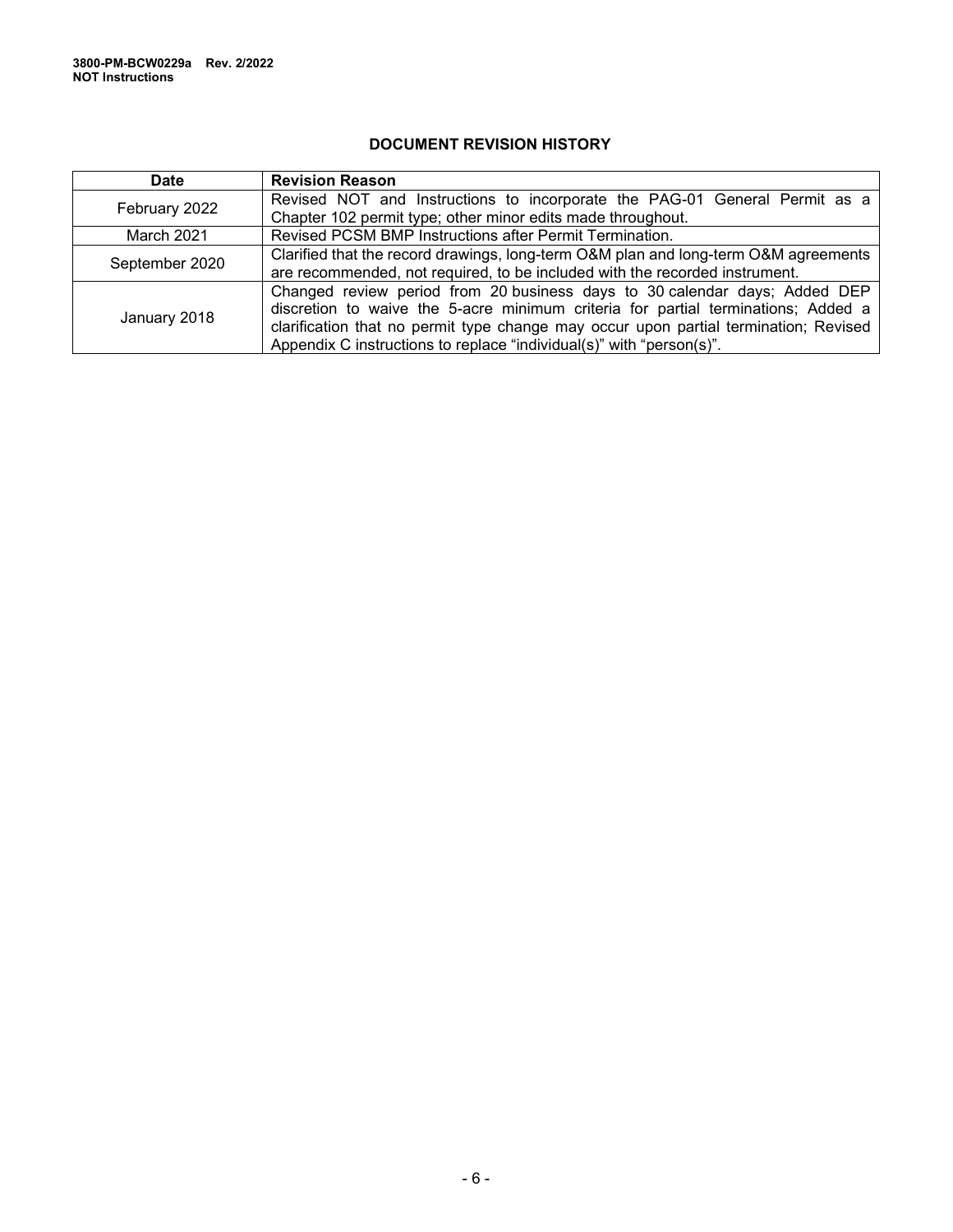## DOCUMENT REVISION HISTORY

| Date | Revision Reason |
|---|---|
| February 2022 | Revised NOT and Instructions to incorporate the PAG-01 General Permit as a Chapter 102 permit type; other minor edits made throughout. |
| March 2021 | Revised PCSM BMP Instructions after Permit Termination. |
| September 2020 | Clarified that the record drawings, long-term O&M plan and long-term O&M agreements are recommended, not required, to be included with the recorded instrument. |
| January 2018 | Changed review period from 20 business days to 30 calendar days; Added DEP discretion to waive the 5-acre minimum criteria for partial terminations; Added a clarification that no permit type change may occur upon partial termination; Revised Appendix C instructions to replace “individual(s)” with “person(s)”. |